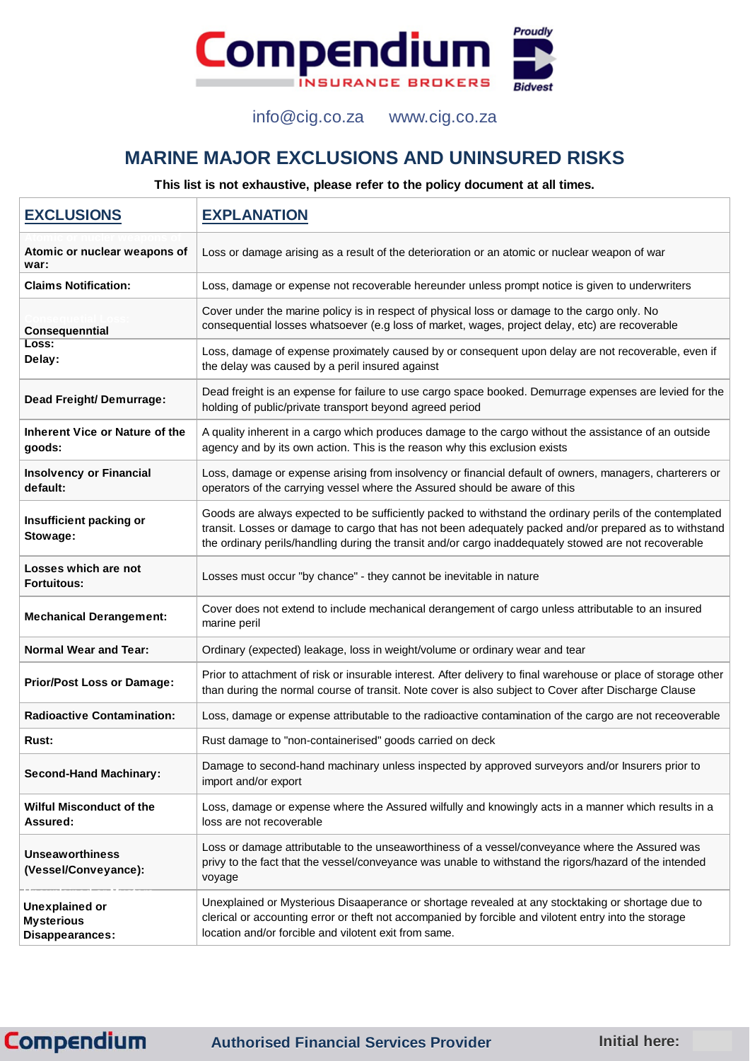Compendium INSURANCE BROKERS

Proudly Bidvest

info@cig.co.za www.cig.co.za

# MARINE MAJOR EXCLUSIONS AND UNINSURED RISKS

**This list is not exhaustive, please refer to the policy document at all times.**

| EXCLUSIONS | EXPLANATION |
|---|---|
| **Atomic or nuclear weapons of war:** | Loss or damage arising as a result of the deterioration or an atomic or nuclear weapon of war |
| **Claims Notification:** | Loss, damage or expense not recoverable hereunder unless prompt notice is given to underwriters |
| **Consequenntial Loss:** | Cover under the marine policy is in respect of physical loss or damage to the cargo only. No consequential losses whatsoever (e.g loss of market, wages, project delay, etc) are recoverable |
| **Delay:** | Loss, damage of expense proximately caused by or consequent upon delay are not recoverable, even if the delay was caused by a peril insured against |
| **Dead Freight/ Demurrage:** | Dead freight is an expense for failure to use cargo space booked. Demurrage expenses are levied for the holding of public/private transport beyond agreed period |
| **Inherent Vice or Nature of the goods:** | A quality inherent in a cargo which produces damage to the cargo without the assistance of an outside agency and by its own action. This is the reason why this exclusion exists |
| **Insolvency or Financial default:** | Loss, damage or expense arising from insolvency or financial default of owners, managers, charterers or operators of the carrying vessel where the Assured should be aware of this |
| **Insufficient packing or Stowage:** | Goods are always expected to be sufficiently packed to withstand the ordinary perils of the contemplated transit. Losses or damage to cargo that has not been adequately packed and/or prepared as to withstand the ordinary perils/handling during the transit and/or cargo inaddequately stowed are not recoverable |
| **Losses which are not Fortuitous:** | Losses must occur "by chance" - they cannot be inevitable in nature |
| **Mechanical Derangement:** | Cover does not extend to include mechanical derangement of cargo unless attributable to an insured marine peril |
| **Normal Wear and Tear:** | Ordinary (expected) leakage, loss in weight/volume or ordinary wear and tear |
| **Prior/Post Loss or Damage:** | Prior to attachment of risk or insurable interest. After delivery to final warehouse or place of storage other than during the normal course of transit. Note cover is also subject to Cover after Discharge Clause |
| **Radioactive Contamination:** | Loss, damage or expense attributable to the radioactive contamination of the cargo are not receoverable |
| **Rust:** | Rust damage to "non-containerised" goods carried on deck |
| **Second-Hand Machinary:** | Damage to second-hand machinary unless inspected by approved surveyors and/or Insurers prior to import and/or export |
| **Wilful Misconduct of the Assured:** | Loss, damage or expense where the Assured wilfully and knowingly acts in a manner which results in a loss are not recoverable |
| **Unseaworthiness (Vessel/Conveyance):** | Loss or damage attributable to the unseaworthiness of a vessel/conveyance where the Assured was privy to the fact that the vessel/conveyance was unable to withstand the rigors/hazard of the intended voyage |
| **Unexplained or Mysterious Disappearances:** | Unexplained or Mysterious Disaaperance or shortage revealed at any stocktaking or shortage due to clerical or accounting error or theft not accompanied by forcible and vilotent entry into the storage location and/or forcible and vilotent exit from same. |

Compendium **Authorised Financial Services Provider** **Initial here:**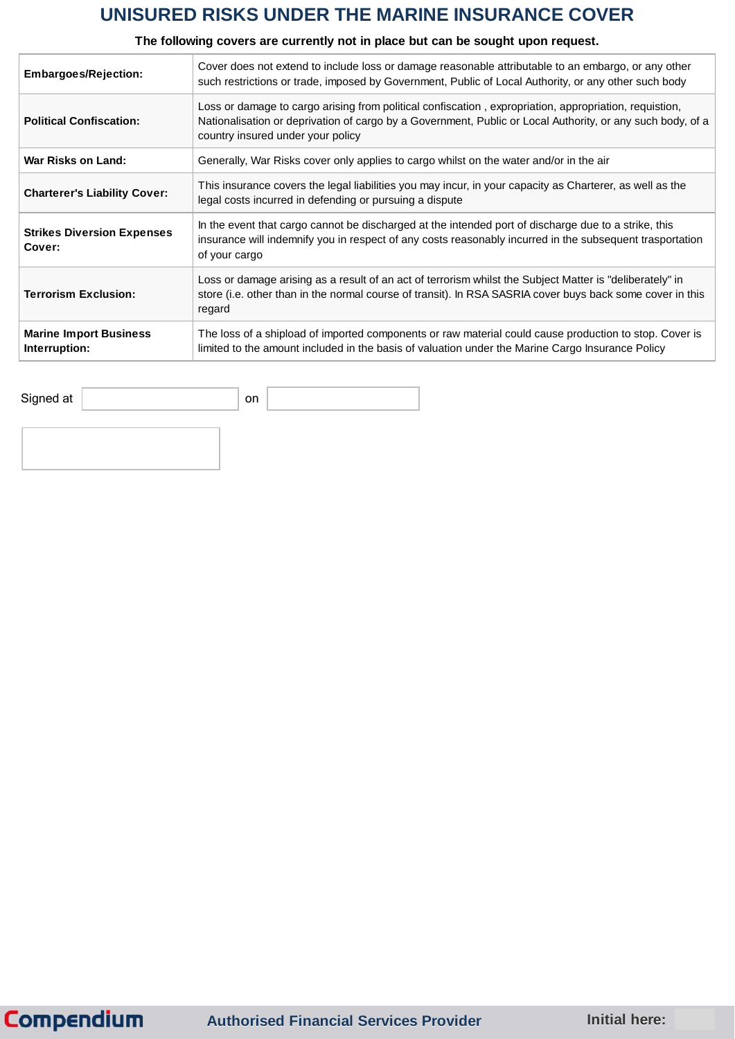# UNISURED RISKS UNDER THE MARINE INSURANCE COVER

**The following covers are currently not in place but can be sought upon request.**

| | |
|---|---|
| **Embargoes/Rejection:** | Cover does not extend to include loss or damage reasonable attributable to an embargo, or any other such restrictions or trade, imposed by Government, Public of Local Authority, or any other such body |
| **Political Confiscation:** | Loss or damage to cargo arising from political confiscation , expropriation, appropriation, requistion, Nationalisation or deprivation of cargo by a Government, Public or Local Authority, or any such body, of a country insured under your policy |
| **War Risks on Land:** | Generally, War Risks cover only applies to cargo whilst on the water and/or in the air |
| **Charterer's Liability Cover:** | This insurance covers the legal liabilities you may incur, in your capacity as Charterer, as well as the legal costs incurred in defending or pursuing a dispute |
| **Strikes Diversion Expenses Cover:** | In the event that cargo cannot be discharged at the intended port of discharge due to a strike, this insurance will indemnify you in respect of any costs reasonably incurred in the subsequent trasportation of your cargo |
| **Terrorism Exclusion:** | Loss or damage arising as a result of an act of terrorism whilst the Subject Matter is "deliberately" in store (i.e. other than in the normal course of transit). In RSA SASRIA cover buys back some cover in this regard |
| **Marine Import Business Interruption:** | The loss of a shipload of imported components or raw material could cause production to stop. Cover is limited to the amount included in the basis of valuation under the Marine Cargo Insurance Policy |

Signed at ____________________ on ____________________

____________________

Compendium — Authorised Financial Services Provider

Initial here: